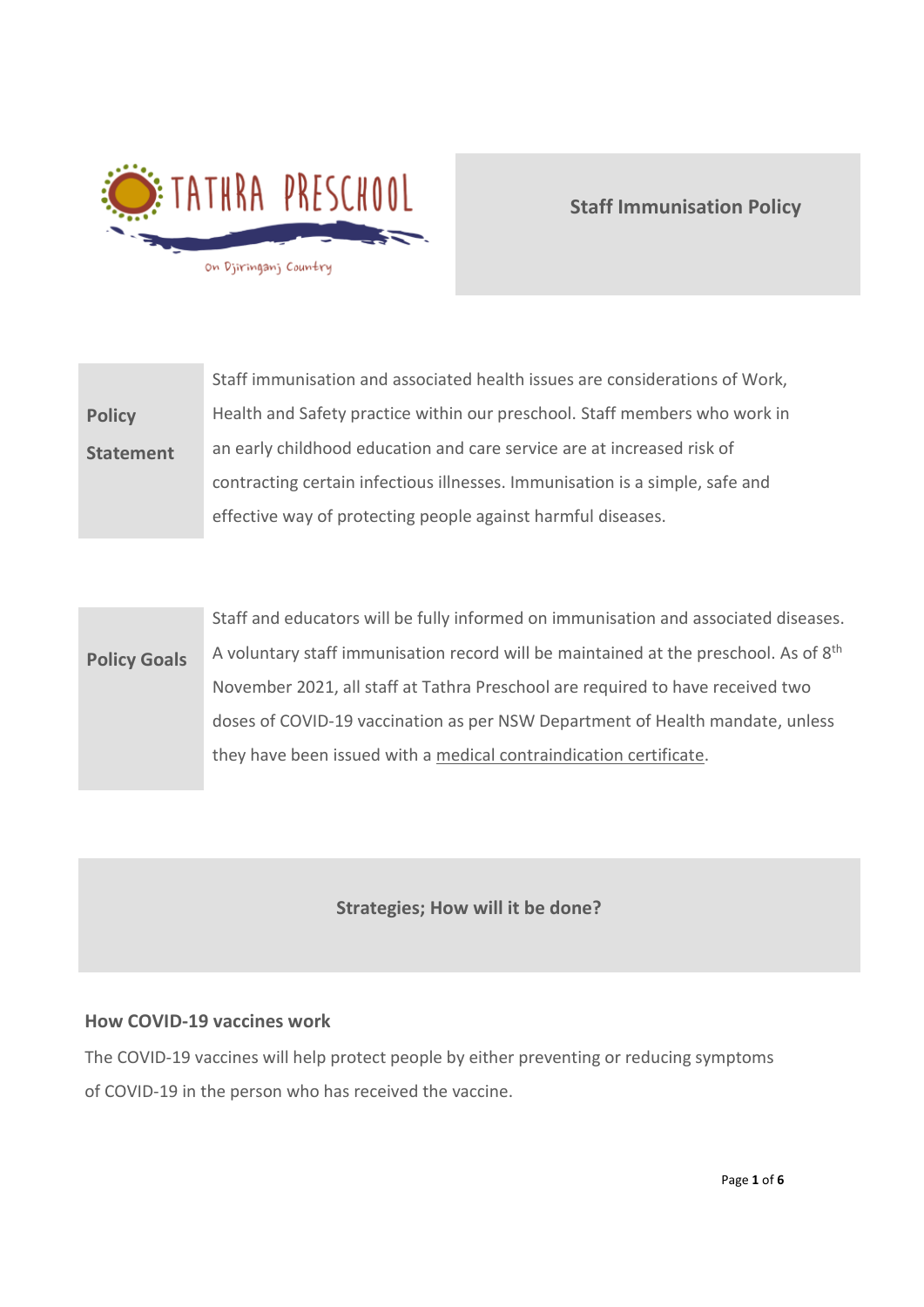TATHRA PRESCHOOL

On Djiringanj Country

# Staff Immunisation Policy

| | |
|---|---|
| **Policy Statement** | Staff immunisation and associated health issues are considerations of Work, Health and Safety practice within our preschool. Staff members who work in an early childhood education and care service are at increased risk of contracting certain infectious illnesses. Immunisation is a simple, safe and effective way of protecting people against harmful diseases. |

| | |
|---|---|
| **Policy Goals** | Staff and educators will be fully informed on immunisation and associated diseases. A voluntary staff immunisation record will be maintained at the preschool. As of 8th November 2021, all staff at Tathra Preschool are required to have received two doses of COVID-19 vaccination as per NSW Department of Health mandate, unless they have been issued with a medical contraindication certificate. |

## Strategies; How will it be done?

### How COVID-19 vaccines work

The COVID-19 vaccines will help protect people by either preventing or reducing symptoms of COVID-19 in the person who has received the vaccine.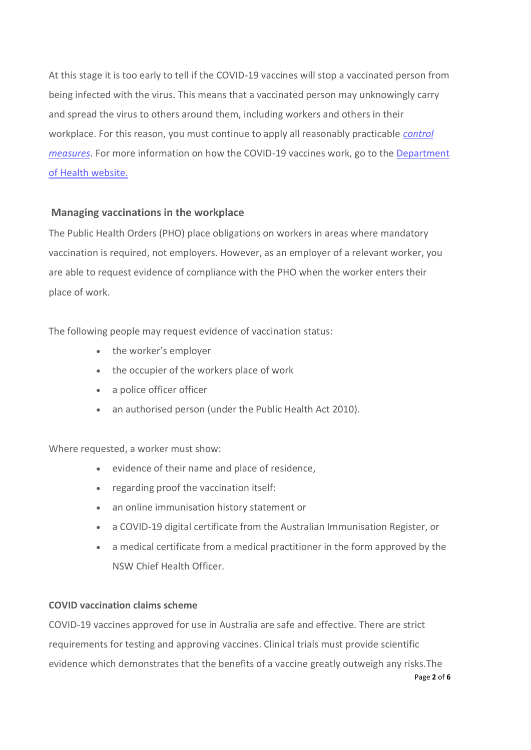At this stage it is too early to tell if the COVID-19 vaccines will stop a vaccinated person from being infected with the virus. This means that a vaccinated person may unknowingly carry and spread the virus to others around them, including workers and others in their workplace. For this reason, you must continue to apply all reasonably practicable *control measures*. For more information on how the COVID-19 vaccines work, go to the Department of Health website.

## Managing vaccinations in the workplace

The Public Health Orders (PHO) place obligations on workers in areas where mandatory vaccination is required, not employers. However, as an employer of a relevant worker, you are able to request evidence of compliance with the PHO when the worker enters their place of work.

The following people may request evidence of vaccination status:

- the worker's employer
- the occupier of the workers place of work
- a police officer officer
- an authorised person (under the Public Health Act 2010).

Where requested, a worker must show:

- evidence of their name and place of residence,
- regarding proof the vaccination itself:
- an online immunisation history statement or
- a COVID-19 digital certificate from the Australian Immunisation Register, or
- a medical certificate from a medical practitioner in the form approved by the NSW Chief Health Officer.

**COVID vaccination claims scheme**

COVID-19 vaccines approved for use in Australia are safe and effective. There are strict requirements for testing and approving vaccines. Clinical trials must provide scientific evidence which demonstrates that the benefits of a vaccine greatly outweigh any risks.The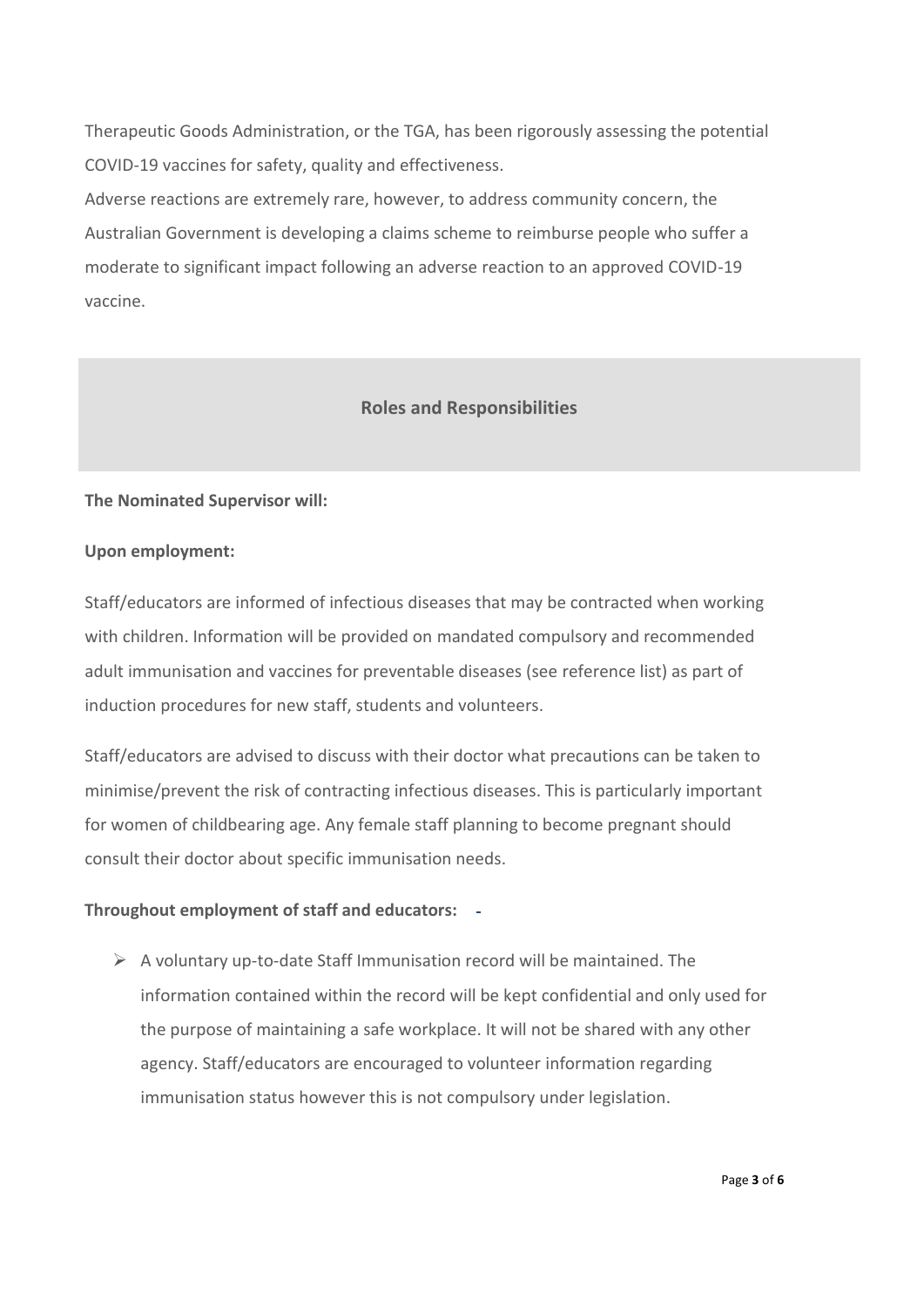Therapeutic Goods Administration, or the TGA, has been rigorously assessing the potential COVID-19 vaccines for safety, quality and effectiveness.

Adverse reactions are extremely rare, however, to address community concern, the Australian Government is developing a claims scheme to reimburse people who suffer a moderate to significant impact following an adverse reaction to an approved COVID-19 vaccine.

## Roles and Responsibilities

**The Nominated Supervisor will:**

**Upon employment:**

Staff/educators are informed of infectious diseases that may be contracted when working with children. Information will be provided on mandated compulsory and recommended adult immunisation and vaccines for preventable diseases (see reference list) as part of induction procedures for new staff, students and volunteers.

Staff/educators are advised to discuss with their doctor what precautions can be taken to minimise/prevent the risk of contracting infectious diseases. This is particularly important for women of childbearing age. Any female staff planning to become pregnant should consult their doctor about specific immunisation needs.

**Throughout employment of staff and educators:** -

- A voluntary up-to-date Staff Immunisation record will be maintained. The information contained within the record will be kept confidential and only used for the purpose of maintaining a safe workplace. It will not be shared with any other agency. Staff/educators are encouraged to volunteer information regarding immunisation status however this is not compulsory under legislation.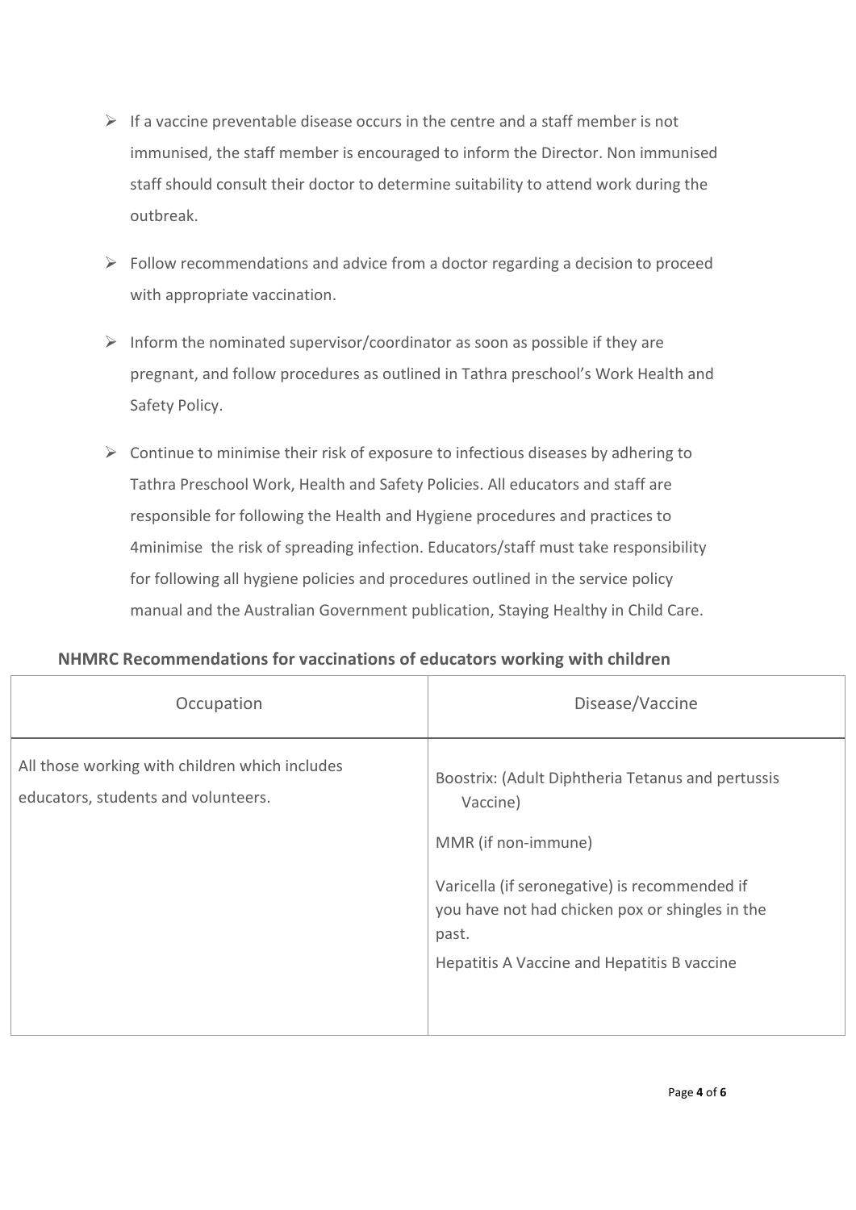- If a vaccine preventable disease occurs in the centre and a staff member is not immunised, the staff member is encouraged to inform the Director. Non immunised staff should consult their doctor to determine suitability to attend work during the outbreak.
- Follow recommendations and advice from a doctor regarding a decision to proceed with appropriate vaccination.
- Inform the nominated supervisor/coordinator as soon as possible if they are pregnant, and follow procedures as outlined in Tathra preschool's Work Health and Safety Policy.
- Continue to minimise their risk of exposure to infectious diseases by adhering to Tathra Preschool Work, Health and Safety Policies. All educators and staff are responsible for following the Health and Hygiene procedures and practices to 4minimise the risk of spreading infection. Educators/staff must take responsibility for following all hygiene policies and procedures outlined in the service policy manual and the Australian Government publication, Staying Healthy in Child Care.

**NHMRC Recommendations for vaccinations of educators working with children**

| Occupation | Disease/Vaccine |
|---|---|
| All those working with children which includes educators, students and volunteers. | Boostrix: (Adult Diphtheria Tetanus and pertussis Vaccine)<br><br>MMR (if non-immune)<br><br>Varicella (if seronegative) is recommended if you have not had chicken pox or shingles in the past.<br><br>Hepatitis A Vaccine and Hepatitis B vaccine |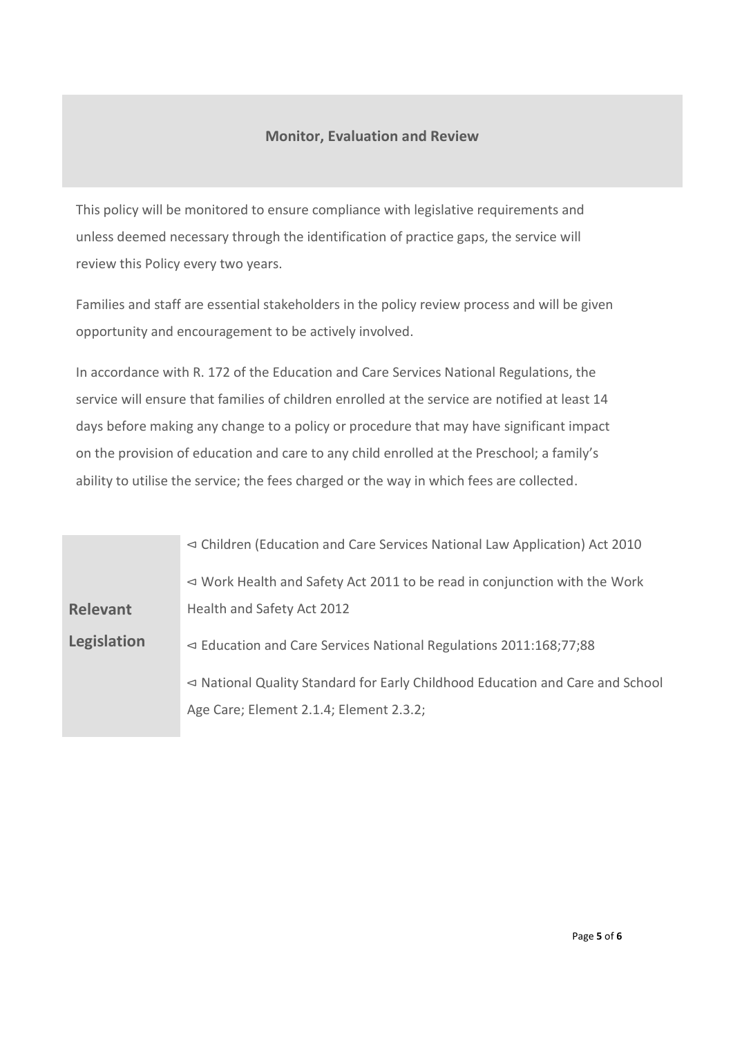## Monitor, Evaluation and Review

This policy will be monitored to ensure compliance with legislative requirements and unless deemed necessary through the identification of practice gaps, the service will review this Policy every two years.

Families and staff are essential stakeholders in the policy review process and will be given opportunity and encouragement to be actively involved.

In accordance with R. 172 of the Education and Care Services National Regulations, the service will ensure that families of children enrolled at the service are notified at least 14 days before making any change to a policy or procedure that may have significant impact on the provision of education and care to any child enrolled at the Preschool; a family's ability to utilise the service; the fees charged or the way in which fees are collected.

| | |
|---|---|
| **Relevant Legislation** | ⊲ Children (Education and Care Services National Law Application) Act 2010<br>⊲ Work Health and Safety Act 2011 to be read in conjunction with the Work Health and Safety Act 2012<br>⊲ Education and Care Services National Regulations 2011:168;77;88<br>⊲ National Quality Standard for Early Childhood Education and Care and School Age Care; Element 2.1.4; Element 2.3.2; |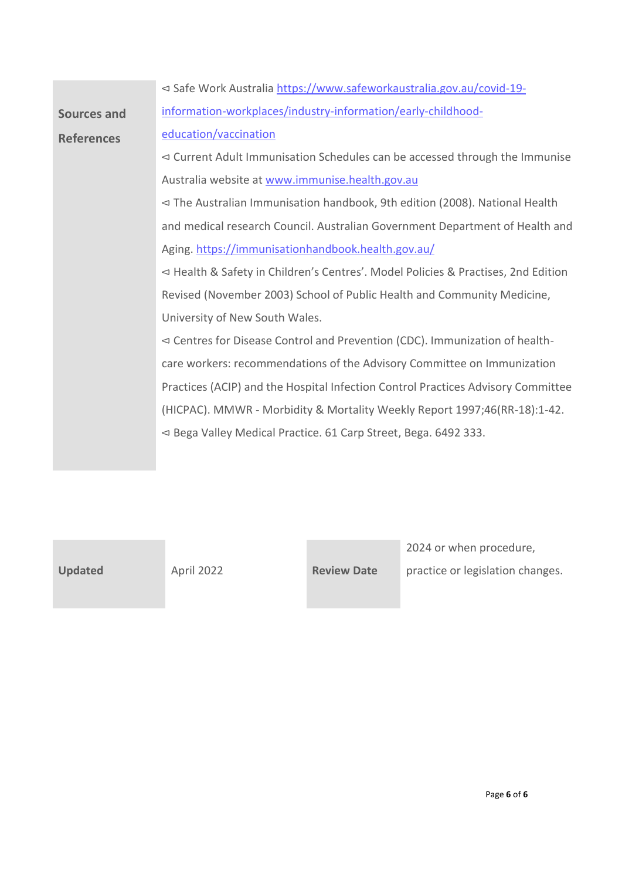| | |
|---|---|
| **Sources and References** | ⊲ Safe Work Australia [https://www.safeworkaustralia.gov.au/covid-19-information-workplaces/industry-information/early-childhood-education/vaccination](https://www.safeworkaustralia.gov.au/covid-19-information-workplaces/industry-information/early-childhood-education/vaccination)<br>⊲ Current Adult Immunisation Schedules can be accessed through the Immunise Australia website at [www.immunise.health.gov.au](http://www.immunise.health.gov.au)<br>⊲ The Australian Immunisation handbook, 9th edition (2008). National Health and medical research Council. Australian Government Department of Health and Aging. [https://immunisationhandbook.health.gov.au/](https://immunisationhandbook.health.gov.au/)<br>⊲ Health & Safety in Children's Centres'. Model Policies & Practises, 2nd Edition Revised (November 2003) School of Public Health and Community Medicine, University of New South Wales.<br>⊲ Centres for Disease Control and Prevention (CDC). Immunization of health-care workers: recommendations of the Advisory Committee on Immunization Practices (ACIP) and the Hospital Infection Control Practices Advisory Committee (HICPAC). MMWR - Morbidity & Mortality Weekly Report 1997;46(RR-18):1-42.<br>⊲ Bega Valley Medical Practice. 61 Carp Street, Bega. 6492 333. |

| | | | |
|---|---|---|---|
| **Updated** | April 2022 | **Review Date** | 2024 or when procedure, practice or legislation changes. |